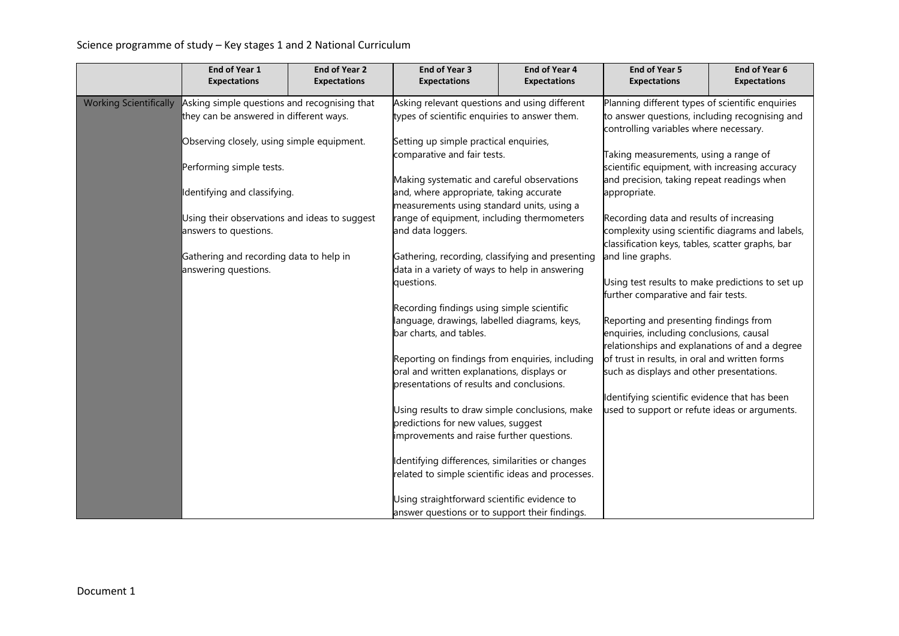Science programme of study – Key stages 1 and 2 National Curriculum

| | End of Year 1 Expectations | End of Year 2 Expectations | End of Year 3 Expectations | End of Year 4 Expectations | End of Year 5 Expectations | End of Year 6 Expectations |
|---|---|---|---|---|---|---|
| Working Scientifically | Asking simple questions and recognising that they can be answered in different ways.<br><br>Observing closely, using simple equipment.<br><br>Performing simple tests.<br><br>Identifying and classifying.<br><br>Using their observations and ideas to suggest answers to questions.<br><br>Gathering and recording data to help in answering questions. | | Asking relevant questions and using different types of scientific enquiries to answer them.<br><br>Setting up simple practical enquiries, comparative and fair tests.<br><br>Making systematic and careful observations and, where appropriate, taking accurate measurements using standard units, using a range of equipment, including thermometers and data loggers.<br><br>Gathering, recording, classifying and presenting data in a variety of ways to help in answering questions.<br><br>Recording findings using simple scientific language, drawings, labelled diagrams, keys, bar charts, and tables.<br><br>Reporting on findings from enquiries, including oral and written explanations, displays or presentations of results and conclusions.<br><br>Using results to draw simple conclusions, make predictions for new values, suggest improvements and raise further questions.<br><br>Identifying differences, similarities or changes related to simple scientific ideas and processes.<br><br>Using straightforward scientific evidence to answer questions or to support their findings. | | Planning different types of scientific enquiries to answer questions, including recognising and controlling variables where necessary.<br><br>Taking measurements, using a range of scientific equipment, with increasing accuracy and precision, taking repeat readings when appropriate.<br><br>Recording data and results of increasing complexity using scientific diagrams and labels, classification keys, tables, scatter graphs, bar and line graphs.<br><br>Using test results to make predictions to set up further comparative and fair tests.<br><br>Reporting and presenting findings from enquiries, including conclusions, causal relationships and explanations of and a degree of trust in results, in oral and written forms such as displays and other presentations.<br><br>Identifying scientific evidence that has been used to support or refute ideas or arguments. | |

Document 1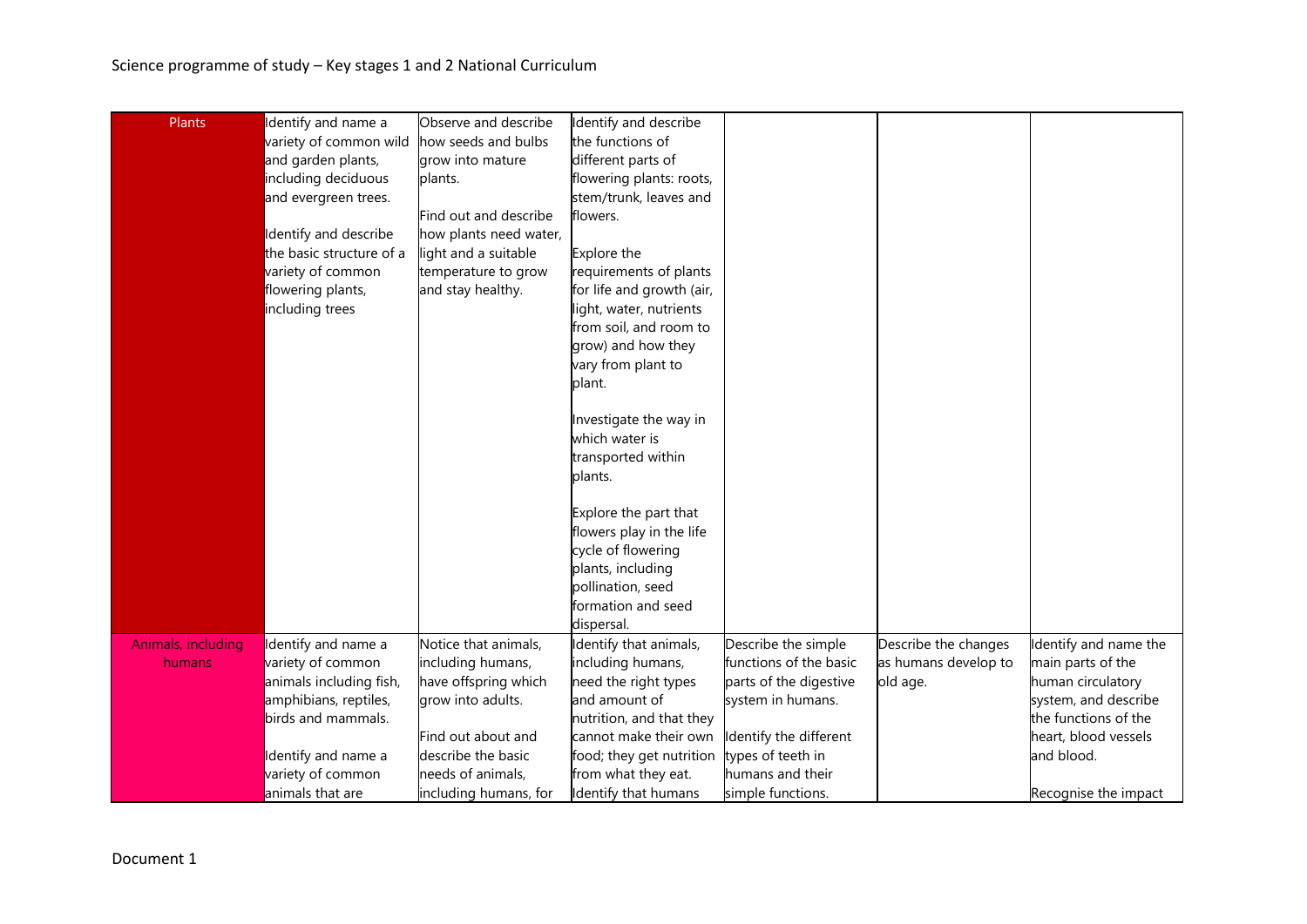| Plants | Identify and name a variety of common wild and garden plants, including deciduous and evergreen trees.<br><br>Identify and describe the basic structure of a variety of common flowering plants, including trees | Observe and describe how seeds and bulbs grow into mature plants.<br><br>Find out and describe how plants need water, light and a suitable temperature to grow and stay healthy. | Identify and describe the functions of different parts of flowering plants: roots, stem/trunk, leaves and flowers.<br><br>Explore the requirements of plants for life and growth (air, light, water, nutrients from soil, and room to grow) and how they vary from plant to plant.<br><br>Investigate the way in which water is transported within plants.<br><br>Explore the part that flowers play in the life cycle of flowering plants, including pollination, seed formation and seed dispersal. | | | |
|---|---|---|---|---|---|---|
| Animals, including humans | Identify and name a variety of common animals including fish, amphibians, reptiles, birds and mammals.<br><br>Identify and name a variety of common animals that are | Notice that animals, including humans, have offspring which grow into adults.<br><br>Find out about and describe the basic needs of animals, including humans, for | Identify that animals, including humans, need the right types and amount of nutrition, and that they cannot make their own food; they get nutrition from what they eat.<br>Identify that humans | Describe the simple functions of the basic parts of the digestive system in humans.<br><br>Identify the different types of teeth in humans and their simple functions. | Describe the changes as humans develop to old age. | Identify and name the main parts of the human circulatory system, and describe the functions of the heart, blood vessels and blood.<br><br>Recognise the impact |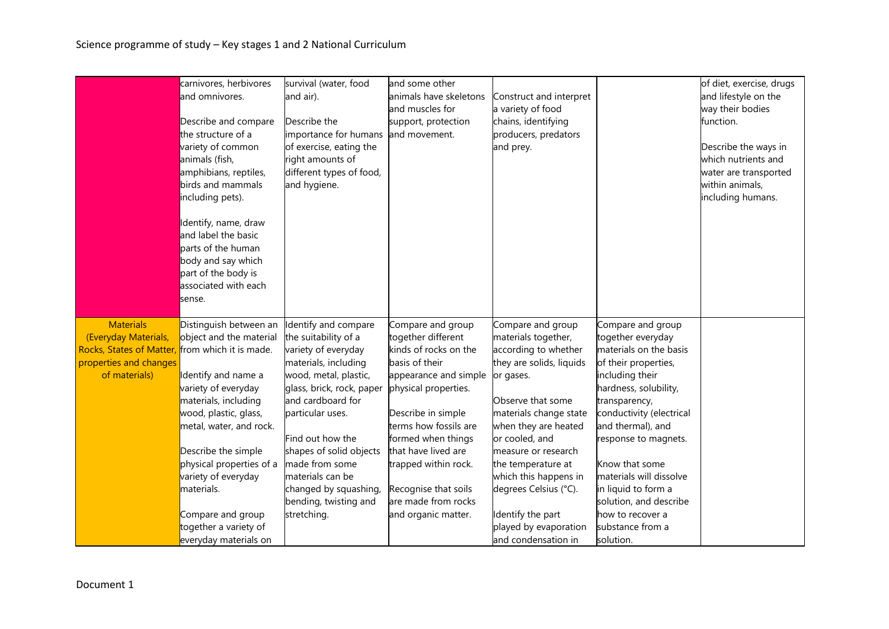| | | | | | | |
|---|---|---|---|---|---|---|
| | carnivores, herbivores and omnivores.<br><br>Describe and compare the structure of a variety of common animals (fish, amphibians, reptiles, birds and mammals including pets).<br><br>Identify, name, draw and label the basic parts of the human body and say which part of the body is associated with each sense. | survival (water, food and air).<br><br>Describe the importance for humans of exercise, eating the right amounts of different types of food, and hygiene. | and some other animals have skeletons and muscles for support, protection and movement. | Construct and interpret a variety of food chains, identifying producers, predators and prey. | | of diet, exercise, drugs and lifestyle on the way their bodies function.<br><br>Describe the ways in which nutrients and water are transported within animals, including humans. |
| Materials (Everyday Materials, Rocks, States of Matter, properties and changes of materials) | Distinguish between an object and the material from which it is made.<br><br>Identify and name a variety of everyday materials, including wood, plastic, glass, metal, water, and rock.<br><br>Describe the simple physical properties of a variety of everyday materials.<br><br>Compare and group together a variety of everyday materials on | Identify and compare the suitability of a variety of everyday materials, including wood, metal, plastic, glass, brick, rock, paper and cardboard for particular uses.<br><br>Find out how the shapes of solid objects made from some materials can be changed by squashing, bending, twisting and stretching. | Compare and group together different kinds of rocks on the basis of their appearance and simple physical properties.<br><br>Describe in simple terms how fossils are formed when things that have lived are trapped within rock.<br><br>Recognise that soils are made from rocks and organic matter. | Compare and group materials together, according to whether they are solids, liquids or gases.<br><br>Observe that some materials change state when they are heated or cooled, and measure or research the temperature at which this happens in degrees Celsius (°C).<br><br>Identify the part played by evaporation and condensation in | Compare and group together everyday materials on the basis of their properties, including their hardness, solubility, transparency, conductivity (electrical and thermal), and response to magnets.<br><br>Know that some materials will dissolve in liquid to form a solution, and describe how to recover a substance from a solution. | |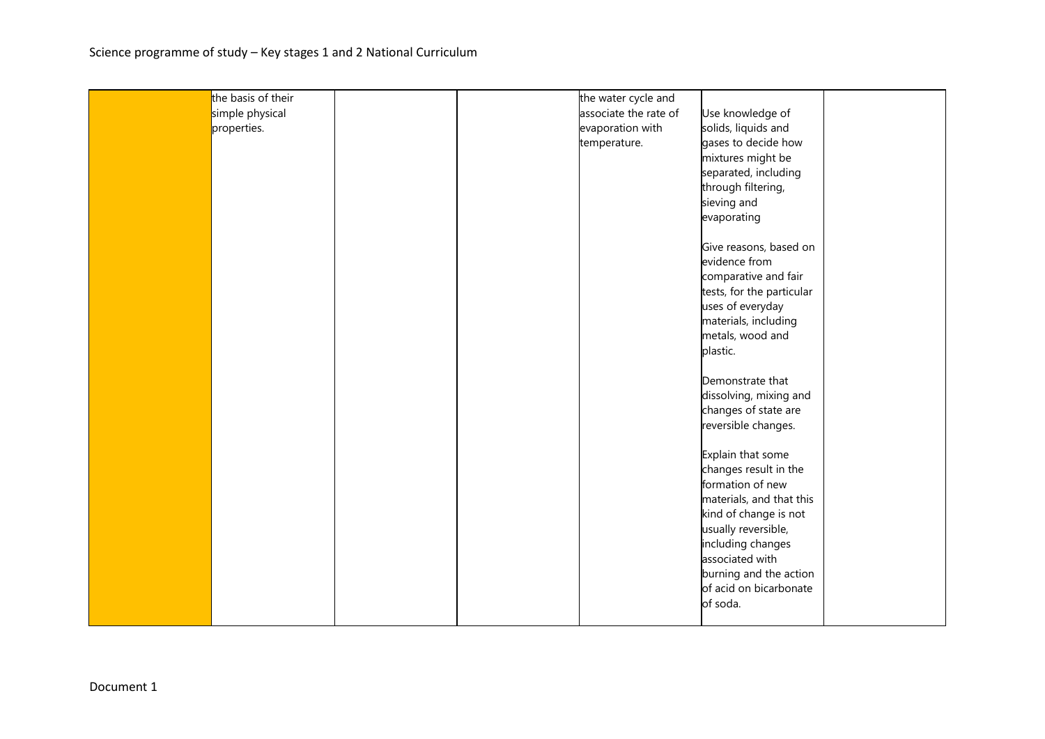| | | | | | | |
|---|---|---|---|---|---|---|
| | the basis of their simple physical properties. | | | the water cycle and associate the rate of evaporation with temperature. | Use knowledge of solids, liquids and gases to decide how mixtures might be separated, including through filtering, sieving and evaporating<br><br>Give reasons, based on evidence from comparative and fair tests, for the particular uses of everyday materials, including metals, wood and plastic.<br><br>Demonstrate that dissolving, mixing and changes of state are reversible changes.<br><br>Explain that some changes result in the formation of new materials, and that this kind of change is not usually reversible, including changes associated with burning and the action of acid on bicarbonate of soda. | |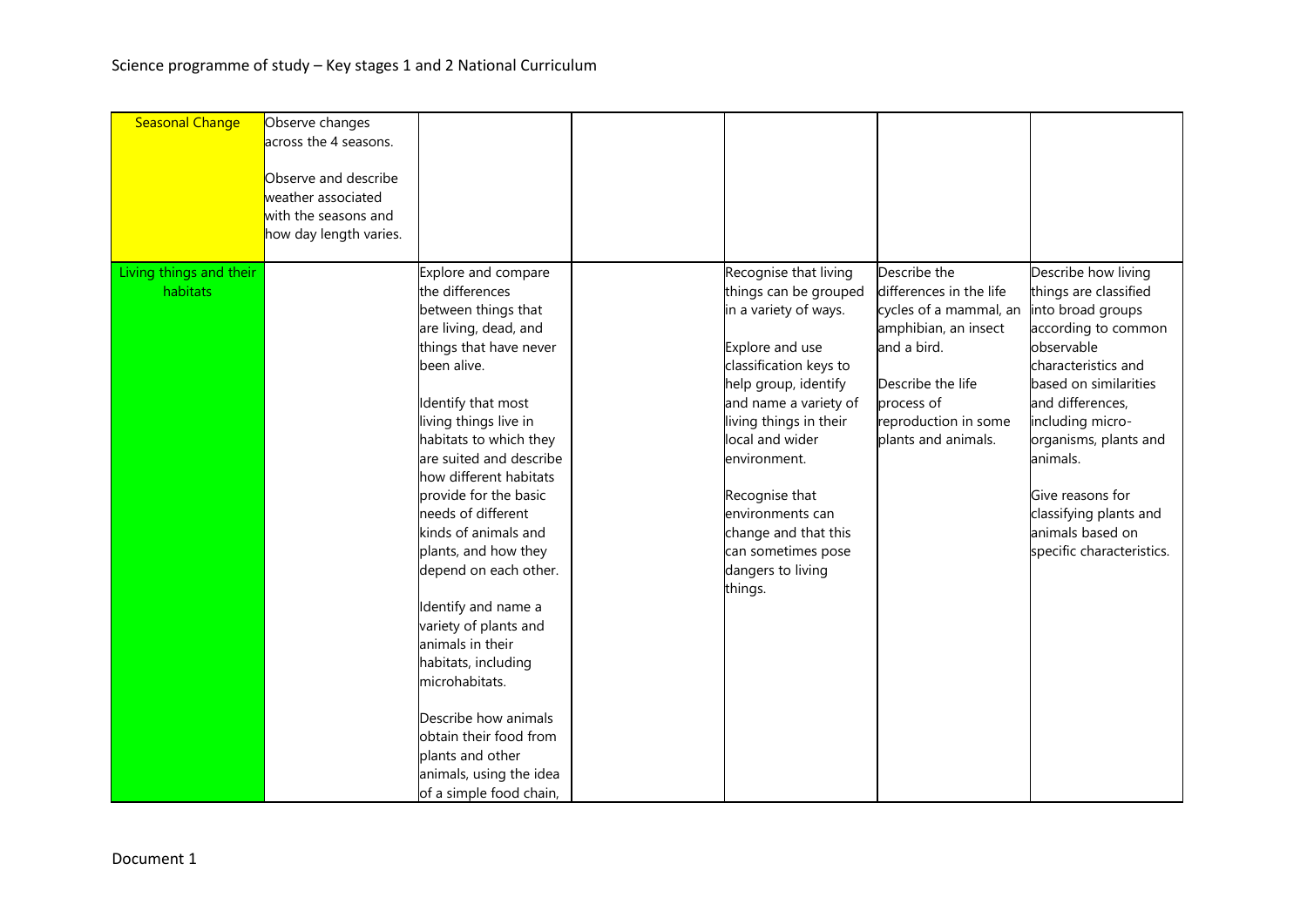| Seasonal Change | Observe changes across the 4 seasons.<br><br>Observe and describe weather associated with the seasons and how day length varies. | | | | | |
|---|---|---|---|---|---|---|
| Living things and their habitats | | Explore and compare the differences between things that are living, dead, and things that have never been alive.<br><br>Identify that most living things live in habitats to which they are suited and describe how different habitats provide for the basic needs of different kinds of animals and plants, and how they depend on each other.<br><br>Identify and name a variety of plants and animals in their habitats, including microhabitats.<br><br>Describe how animals obtain their food from plants and other animals, using the idea of a simple food chain, | | Recognise that living things can be grouped in a variety of ways.<br><br>Explore and use classification keys to help group, identify and name a variety of living things in their local and wider environment.<br><br>Recognise that environments can change and that this can sometimes pose dangers to living things. | Describe the differences in the life cycles of a mammal, an amphibian, an insect and a bird.<br><br>Describe the life process of reproduction in some plants and animals. | Describe how living things are classified into broad groups according to common observable characteristics and based on similarities and differences, including micro-organisms, plants and animals.<br><br>Give reasons for classifying plants and animals based on specific characteristics. |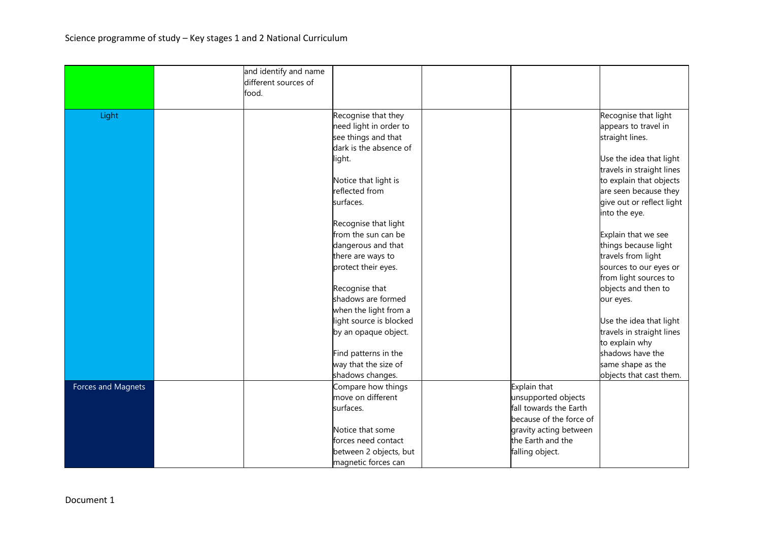| | | | | | | |
|---|---|---|---|---|---|---|
| | | and identify and name different sources of food. | | | | |
| Light | | | Recognise that they need light in order to see things and that dark is the absence of light.<br><br>Notice that light is reflected from surfaces.<br><br>Recognise that light from the sun can be dangerous and that there are ways to protect their eyes.<br><br>Recognise that shadows are formed when the light from a light source is blocked by an opaque object.<br><br>Find patterns in the way that the size of shadows changes. | | | Recognise that light appears to travel in straight lines.<br><br>Use the idea that light travels in straight lines to explain that objects are seen because they give out or reflect light into the eye.<br><br>Explain that we see things because light travels from light sources to our eyes or from light sources to objects and then to our eyes.<br><br>Use the idea that light travels in straight lines to explain why shadows have the same shape as the objects that cast them. |
| Forces and Magnets | | | Compare how things move on different surfaces.<br><br>Notice that some forces need contact between 2 objects, but magnetic forces can | | Explain that unsupported objects fall towards the Earth because of the force of gravity acting between the Earth and the falling object. | |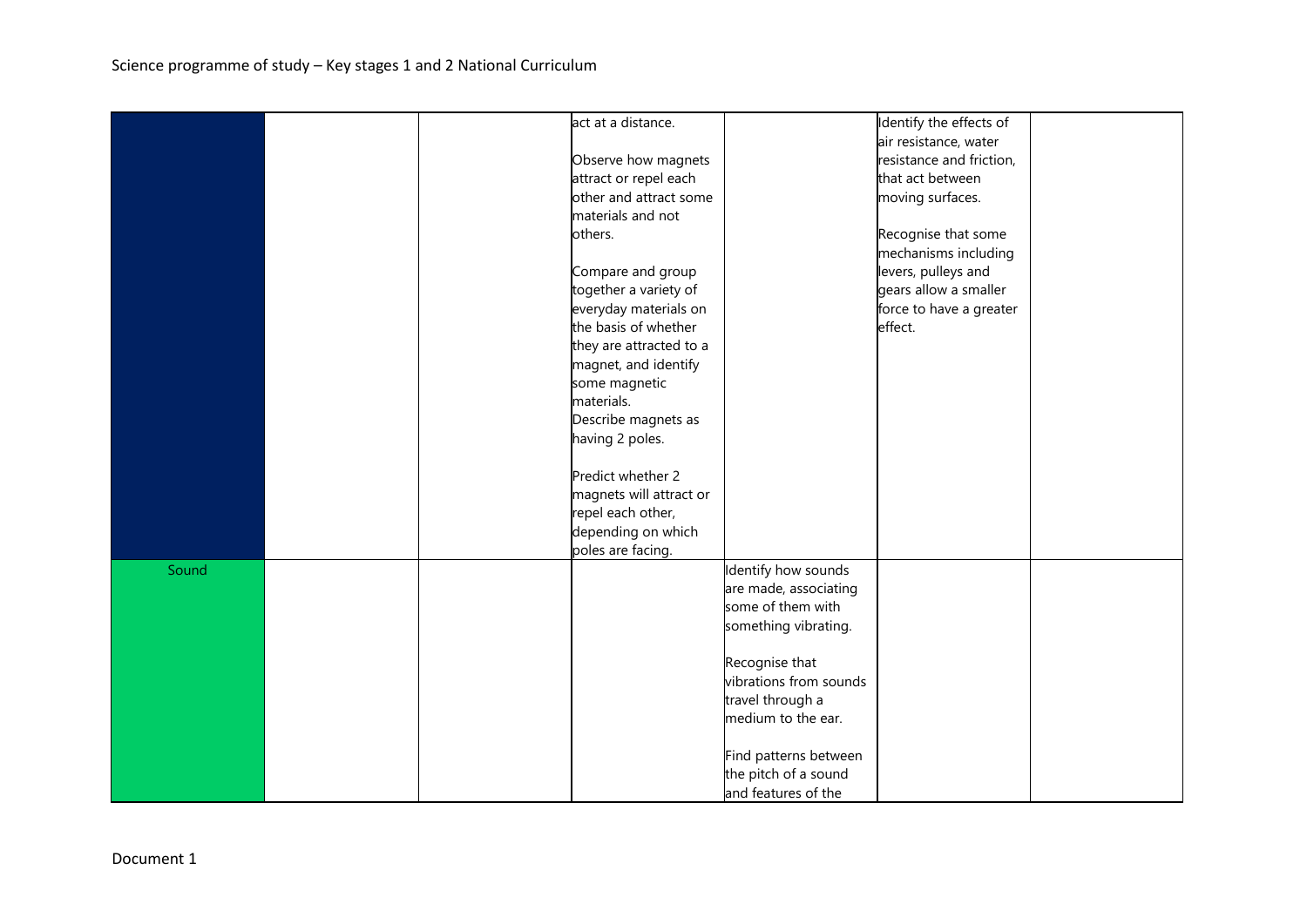| | | | | | | |
|---|---|---|---|---|---|---|
| | | | act at a distance.<br><br>Observe how magnets attract or repel each other and attract some materials and not others.<br><br>Compare and group together a variety of everyday materials on the basis of whether they are attracted to a magnet, and identify some magnetic materials.<br>Describe magnets as having 2 poles.<br><br>Predict whether 2 magnets will attract or repel each other, depending on which poles are facing. | | Identify the effects of air resistance, water resistance and friction, that act between moving surfaces.<br><br>Recognise that some mechanisms including levers, pulleys and gears allow a smaller force to have a greater effect. | |
| Sound | | | | Identify how sounds are made, associating some of them with something vibrating.<br><br>Recognise that vibrations from sounds travel through a medium to the ear.<br><br>Find patterns between the pitch of a sound and features of the | | |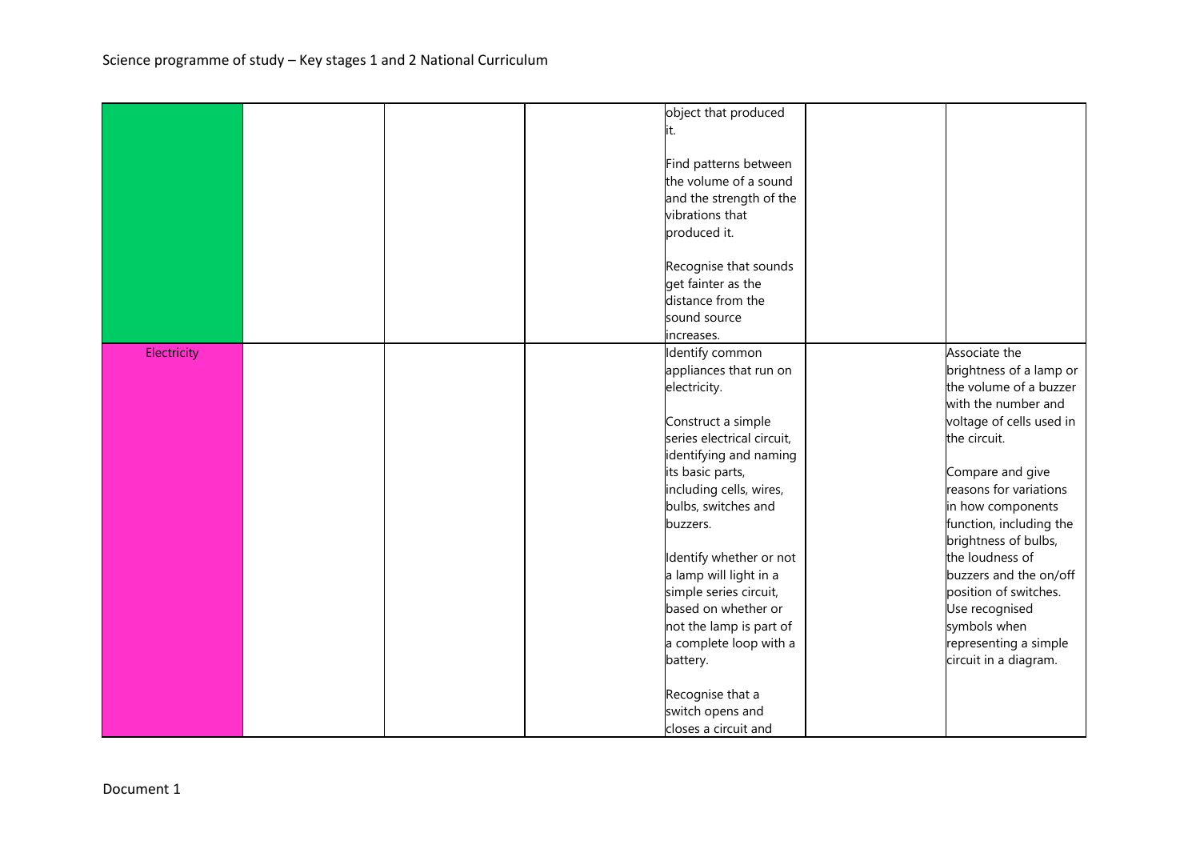| | | | | | | |
|---|---|---|---|---|---|---|
| | | | | object that produced it.<br><br>Find patterns between the volume of a sound and the strength of the vibrations that produced it.<br><br>Recognise that sounds get fainter as the distance from the sound source increases. | | |
| Electricity | | | | Identify common appliances that run on electricity.<br><br>Construct a simple series electrical circuit, identifying and naming its basic parts, including cells, wires, bulbs, switches and buzzers.<br><br>Identify whether or not a lamp will light in a simple series circuit, based on whether or not the lamp is part of a complete loop with a battery.<br><br>Recognise that a switch opens and closes a circuit and | | Associate the brightness of a lamp or the volume of a buzzer with the number and voltage of cells used in the circuit.<br><br>Compare and give reasons for variations in how components function, including the brightness of bulbs, the loudness of buzzers and the on/off position of switches.<br>Use recognised symbols when representing a simple circuit in a diagram. |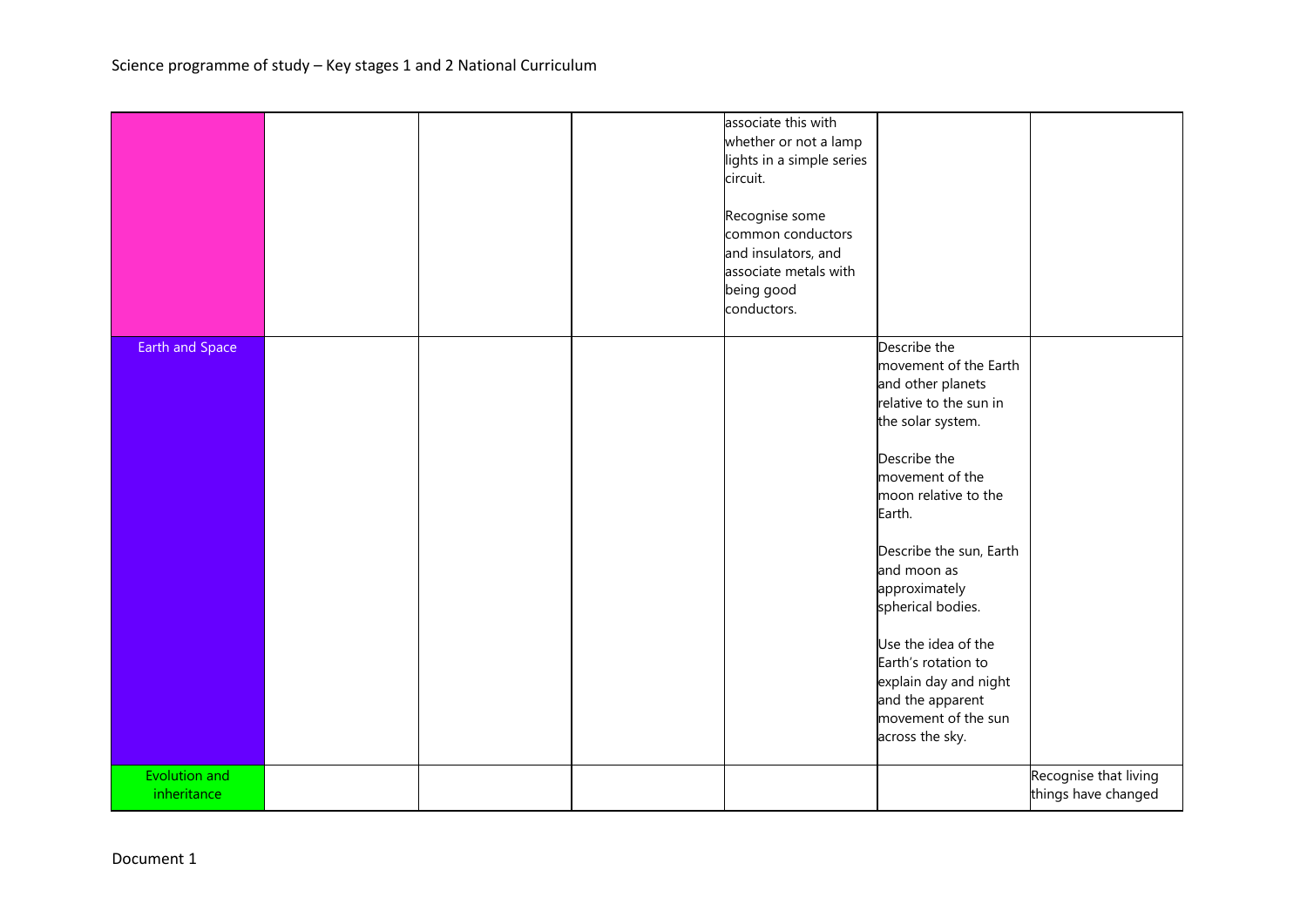| | | | | | | |
|---|---|---|---|---|---|---|
| | | | | associate this with whether or not a lamp lights in a simple series circuit.<br><br>Recognise some common conductors and insulators, and associate metals with being good conductors. | | |
| Earth and Space | | | | | Describe the movement of the Earth and other planets relative to the sun in the solar system.<br><br>Describe the movement of the moon relative to the Earth.<br><br>Describe the sun, Earth and moon as approximately spherical bodies.<br><br>Use the idea of the Earth's rotation to explain day and night and the apparent movement of the sun across the sky. | |
| Evolution and inheritance | | | | | | Recognise that living things have changed |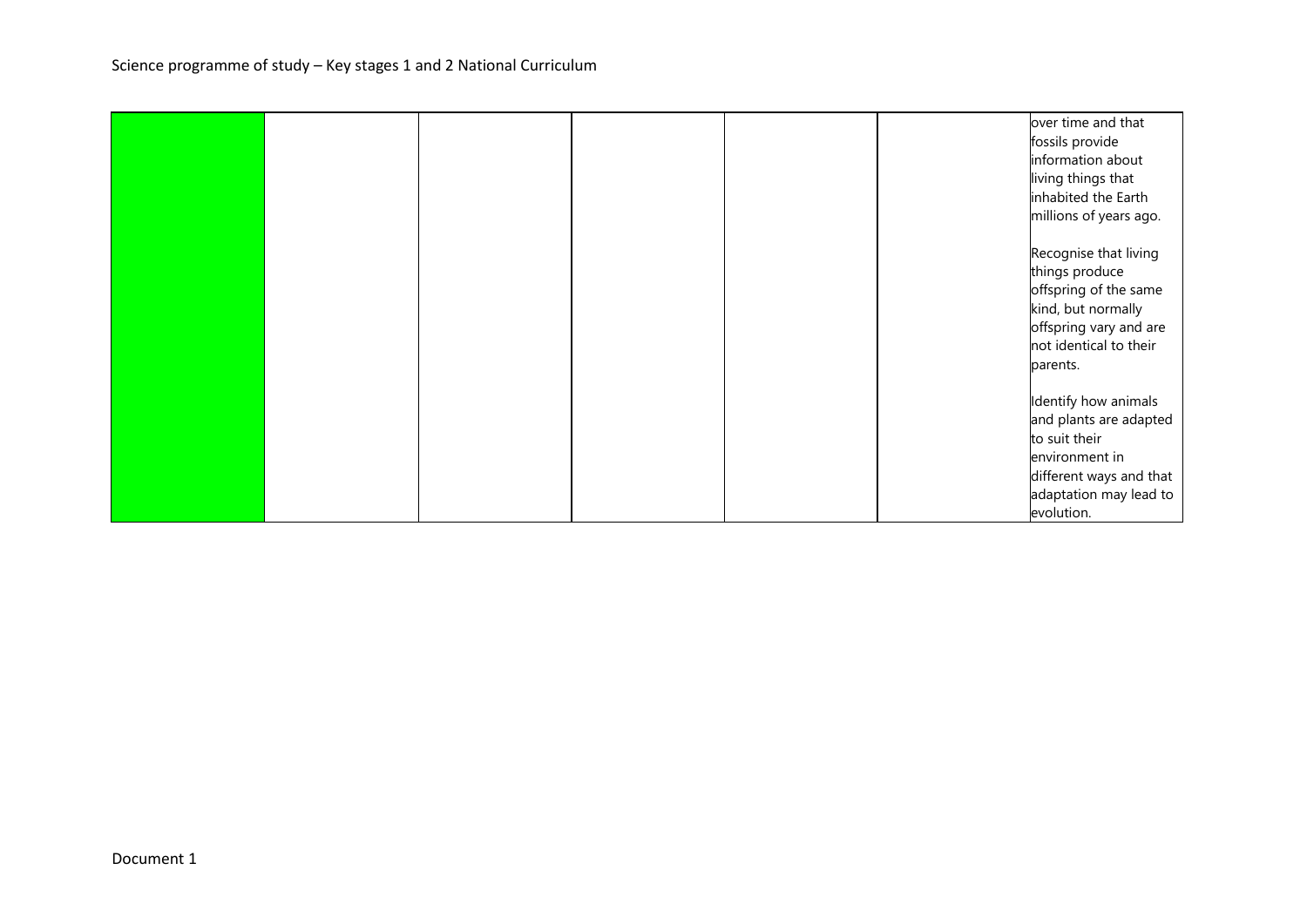| | | | | | | |
|---|---|---|---|---|---|---|
| | | | | | | over time and that fossils provide information about living things that inhabited the Earth millions of years ago.<br><br>Recognise that living things produce offspring of the same kind, but normally offspring vary and are not identical to their parents.<br><br>Identify how animals and plants are adapted to suit their environment in different ways and that adaptation may lead to evolution. |